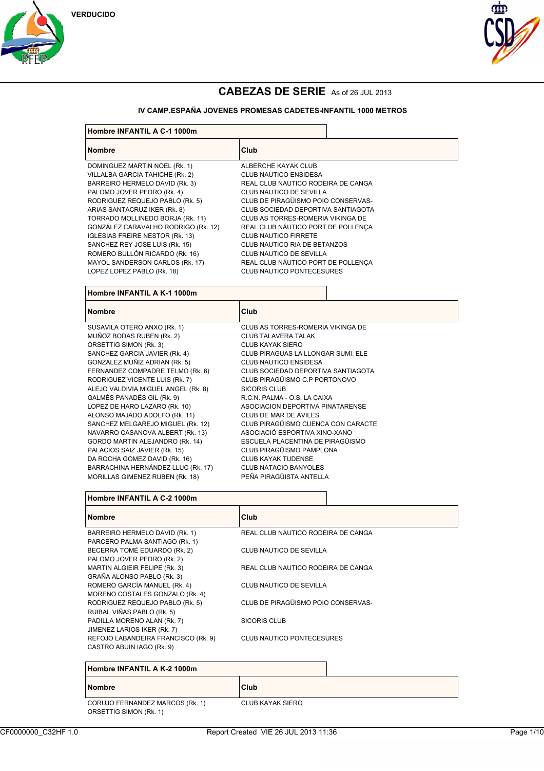VERDUCIDO

# CABEZAS DE SERIE As of 26 JUL 2013

## IV CAMP.ESPAÑA JOVENES PROMESAS CADETES-INFANTIL 1000 METROS

### Hombre INFANTIL A C-1 1000m

| Nombre | Club |
|---|---|
| DOMINGUEZ MARTIN NOEL (Rk. 1) | ALBERCHE KAYAK CLUB |
| VILLALBA GARCIA TAHICHE (Rk. 2) | CLUB NAUTICO ENSIDESA |
| BARREIRO HERMELO DAVID (Rk. 3) | REAL CLUB NAUTICO RODEIRA DE CANGA |
| PALOMO JOVER PEDRO (Rk. 4) | CLUB NAUTICO DE SEVILLA |
| RODRIGUEZ REQUEJO PABLO (Rk. 5) | CLUB DE PIRAGÜISMO POIO CONSERVAS- |
| ARIAS SANTACRUZ IKER (Rk. 8) | CLUB SOCIEDAD DEPORTIVA SANTIAGOTA |
| TORRADO MOLLINEDO BORJA (Rk. 11) | CLUB AS TORRES-ROMERIA VIKINGA DE |
| GONZÁLEZ CARAVALHO RODRIGO (Rk. 12) | REAL CLUB NÁUTICO PORT DE POLLENÇA |
| IGLESIAS FREIRE NESTOR (Rk. 13) | CLUB NAUTICO FIRRETE |
| SANCHEZ REY JOSE LUIS (Rk. 15) | CLUB NAUTICO RIA DE BETANZOS |
| ROMERO BULLÓN RICARDO (Rk. 16) | CLUB NAUTICO DE SEVILLA |
| MAYOL SANDERSON CARLOS (Rk. 17) | REAL CLUB NÁUTICO PORT DE POLLENÇA |
| LOPEZ LOPEZ PABLO (Rk. 18) | CLUB NAUTICO PONTECESURES |

### Hombre INFANTIL A K-1 1000m

| Nombre | Club |
|---|---|
| SUSAVILA OTERO ANXO (Rk. 1) | CLUB AS TORRES-ROMERIA VIKINGA DE |
| MUÑOZ BODAS RUBEN (Rk. 2) | CLUB TALAVERA TALAK |
| ORSETTIG SIMON (Rk. 3) | CLUB KAYAK SIERO |
| SANCHEZ GARCIA JAVIER (Rk. 4) | CLUB PIRAGUAS LA LLONGAR SUMI. ELE |
| GONZALEZ MUÑIZ ADRIAN (Rk. 5) | CLUB NAUTICO ENSIDESA |
| FERNANDEZ COMPADRE TELMO (Rk. 6) | CLUB SOCIEDAD DEPORTIVA SANTIAGOTA |
| RODRIGUEZ VICENTE LUIS (Rk. 7) | CLUB PIRAGÜISMO C.P PORTONOVO |
| ALEJO VALDIVIA MIGUEL ANGEL (Rk. 8) | SICORIS CLUB |
| GALMÉS PANADÉS GIL (Rk. 9) | R.C.N. PALMA - O.S. LA CAIXA |
| LOPEZ DE HARO LAZARO (Rk. 10) | ASOCIACION DEPORTIVA PINATARENSE |
| ALONSO MAJADO ADOLFO (Rk. 11) | CLUB DE MAR DE AVILES |
| SANCHEZ MELGAREJO MIGUEL (Rk. 12) | CLUB PIRAGÜISMO CUENCA CON CARACTE |
| NAVARRO CASANOVA ALBERT (Rk. 13) | ASOCIACIÓ ESPORTIVA XINO-XANO |
| GORDO MARTIN ALEJANDRO (Rk. 14) | ESCUELA PLACENTINA DE PIRAGÜISMO |
| PALACIOS SAIZ JAVIER (Rk. 15) | CLUB PIRAGÜISMO PAMPLONA |
| DA ROCHA GOMEZ DAVID (Rk. 16) | CLUB KAYAK TUDENSE |
| BARRACHINA HERNÁNDEZ LLUC (Rk. 17) | CLUB NATACIO BANYOLES |
| MORILLAS GIMENEZ RUBEN (Rk. 18) | PEÑA PIRAGÜISTA ANTELLA |

### Hombre INFANTIL A C-2 1000m

| Nombre | Club |
|---|---|
| BARREIRO HERMELO DAVID (Rk. 1)<br>PARCERO PALMA SANTIAGO (Rk. 1) | REAL CLUB NAUTICO RODEIRA DE CANGA |
| BECERRA TOMÉ EDUARDO (Rk. 2)<br>PALOMO JOVER PEDRO (Rk. 2) | CLUB NAUTICO DE SEVILLA |
| MARTIN ALGIEIR FELIPE (Rk. 3)<br>GRAÑA ALONSO PABLO (Rk. 3) | REAL CLUB NAUTICO RODEIRA DE CANGA |
| ROMERO GARCÍA MANUEL (Rk. 4)<br>MORENO COSTALES GONZALO (Rk. 4) | CLUB NAUTICO DE SEVILLA |
| RODRIGUEZ REQUEJO PABLO (Rk. 5)<br>RUIBAL VIÑAS PABLO (Rk. 5) | CLUB DE PIRAGÜISMO POIO CONSERVAS- |
| PADILLA MORENO ALAN (Rk. 7)<br>JIMENEZ LARIOS IKER (Rk. 7) | SICORIS CLUB |
| REFOJO LABANDEIRA FRANCISCO (Rk. 9)<br>CASTRO ABUIN IAGO (Rk. 9) | CLUB NAUTICO PONTECESURES |

### Hombre INFANTIL A K-2 1000m

| Nombre | Club |
|---|---|
| CORUJO FERNANDEZ MARCOS (Rk. 1)<br>ORSETTIG SIMON (Rk. 1) | CLUB KAYAK SIERO |

CF0000000_C32HF 1.0 — Report Created VIE 26 JUL 2013 11:36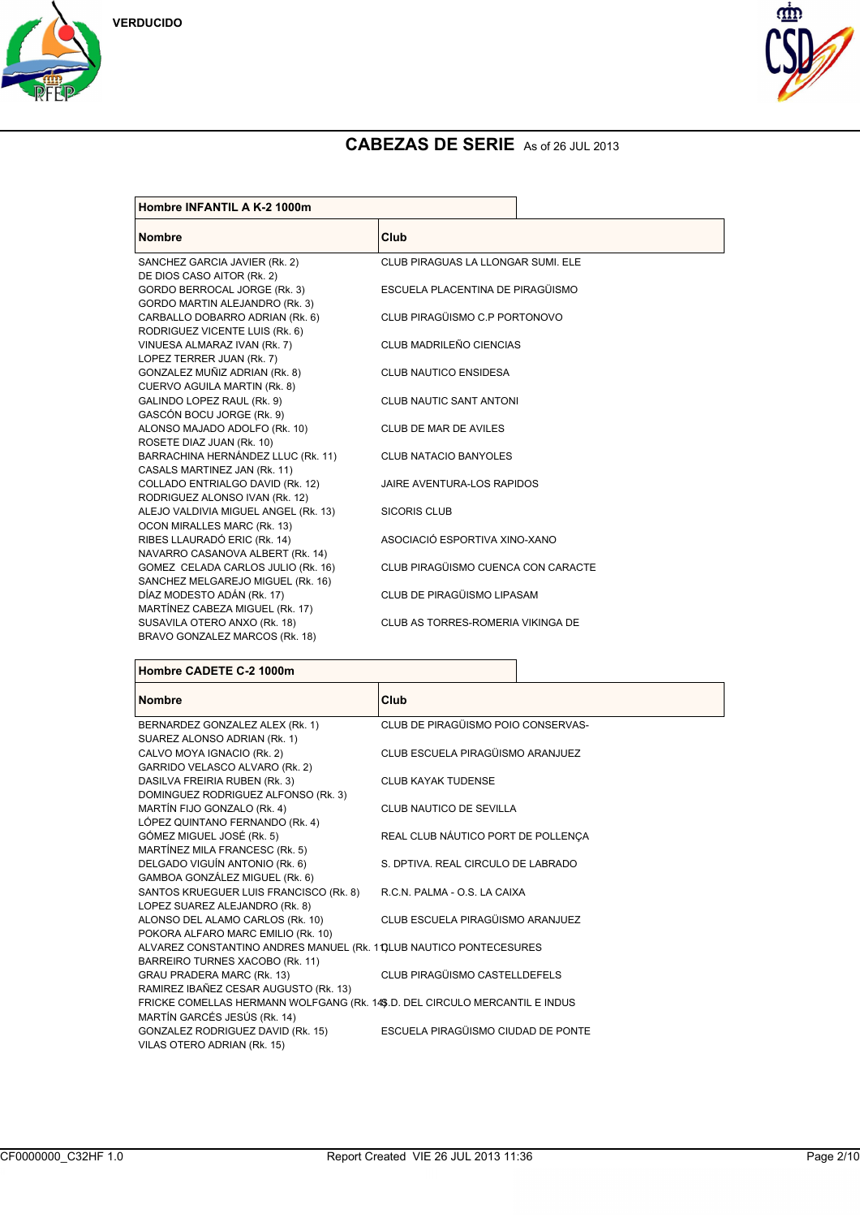VERDUCIDO

# CABEZAS DE SERIE As of 26 JUL 2013

| Hombre INFANTIL A K-2 1000m | |
|---|---|
| **Nombre** | **Club** |
| SANCHEZ GARCIA JAVIER (Rk. 2)<br>DE DIOS CASO AITOR (Rk. 2) | CLUB PIRAGUAS LA LLONGAR SUMI. ELE |
| GORDO BERROCAL JORGE (Rk. 3)<br>GORDO MARTIN ALEJANDRO (Rk. 3) | ESCUELA PLACENTINA DE PIRAGÜISMO |
| CARBALLO DOBARRO ADRIAN (Rk. 6)<br>RODRIGUEZ VICENTE LUIS (Rk. 6) | CLUB PIRAGÜISMO C.P PORTONOVO |
| VINUESA ALMARAZ IVAN (Rk. 7)<br>LOPEZ TERRER JUAN (Rk. 7) | CLUB MADRILEÑO CIENCIAS |
| GONZALEZ MUÑIZ ADRIAN (Rk. 8)<br>CUERVO AGUILA MARTIN (Rk. 8) | CLUB NAUTICO ENSIDESA |
| GALINDO LOPEZ RAUL (Rk. 9)<br>GASCÓN BOCU JORGE (Rk. 9) | CLUB NAUTIC SANT ANTONI |
| ALONSO MAJADO ADOLFO (Rk. 10)<br>ROSETE DIAZ JUAN (Rk. 10) | CLUB DE MAR DE AVILES |
| BARRACHINA HERNÁNDEZ LLUC (Rk. 11)<br>CASALS MARTINEZ JAN (Rk. 11) | CLUB NATACIO BANYOLES |
| COLLADO ENTRIALGO DAVID (Rk. 12)<br>RODRIGUEZ ALONSO IVAN (Rk. 12) | JAIRE AVENTURA-LOS RAPIDOS |
| ALEJO VALDIVIA MIGUEL ANGEL (Rk. 13)<br>OCON MIRALLES MARC (Rk. 13) | SICORIS CLUB |
| RIBES LLAURADÓ ERIC (Rk. 14)<br>NAVARRO CASANOVA ALBERT (Rk. 14) | ASOCIACIÓ ESPORTIVA XINO-XANO |
| GOMEZ CELADA CARLOS JULIO (Rk. 16)<br>SANCHEZ MELGAREJO MIGUEL (Rk. 16) | CLUB PIRAGÜISMO CUENCA CON CARACTE |
| DÍAZ MODESTO ADÁN (Rk. 17)<br>MARTÍNEZ CABEZA MIGUEL (Rk. 17) | CLUB DE PIRAGÜISMO LIPASAM |
| SUSAVILA OTERO ANXO (Rk. 18)<br>BRAVO GONZALEZ MARCOS (Rk. 18) | CLUB AS TORRES-ROMERIA VIKINGA DE |

| Hombre CADETE C-2 1000m | |
|---|---|
| **Nombre** | **Club** |
| BERNARDEZ GONZALEZ ALEX (Rk. 1)<br>SUAREZ ALONSO ADRIAN (Rk. 1) | CLUB DE PIRAGÜISMO POIO CONSERVAS- |
| CALVO MOYA IGNACIO (Rk. 2)<br>GARRIDO VELASCO ALVARO (Rk. 2) | CLUB ESCUELA PIRAGÜISMO ARANJUEZ |
| DASILVA FREIRIA RUBEN (Rk. 3)<br>DOMINGUEZ RODRIGUEZ ALFONSO (Rk. 3) | CLUB KAYAK TUDENSE |
| MARTÍN FIJO GONZALO (Rk. 4)<br>LÓPEZ QUINTANO FERNANDO (Rk. 4) | CLUB NAUTICO DE SEVILLA |
| GÓMEZ MIGUEL JOSÉ (Rk. 5)<br>MARTÍNEZ MILA FRANCESC (Rk. 5) | REAL CLUB NÁUTICO PORT DE POLLENÇA |
| DELGADO VIGUÍN ANTONIO (Rk. 6)<br>GAMBOA GONZÁLEZ MIGUEL (Rk. 6) | S. DPTIVA. REAL CIRCULO DE LABRADO |
| SANTOS KRUEGUER LUIS FRANCISCO (Rk. 8)<br>LOPEZ SUAREZ ALEJANDRO (Rk. 8) | R.C.N. PALMA - O.S. LA CAIXA |
| ALONSO DEL ALAMO CARLOS (Rk. 10)<br>POKORA ALFARO MARC EMILIO (Rk. 10) | CLUB ESCUELA PIRAGÜISMO ARANJUEZ |
| ALVAREZ CONSTANTINO ANDRES MANUEL (Rk. 11)<br>BARREIRO TURNES XACOBO (Rk. 11) | CLUB NAUTICO PONTECESURES |
| GRAU PRADERA MARC (Rk. 13)<br>RAMIREZ IBAÑEZ CESAR AUGUSTO (Rk. 13) | CLUB PIRAGÜISMO CASTELLDEFELS |
| FRICKE COMELLAS HERMANN WOLFGANG (Rk. 14)<br>MARTÍN GARCÉS JESÚS (Rk. 14) | S.D. DEL CIRCULO MERCANTIL E INDUS |
| GONZALEZ RODRIGUEZ DAVID (Rk. 15)<br>VILAS OTERO ADRIAN (Rk. 15) | ESCUELA PIRAGÜISMO CIUDAD DE PONTE |

CF0000000_C32HF 1.0 Report Created VIE 26 JUL 2013 11:36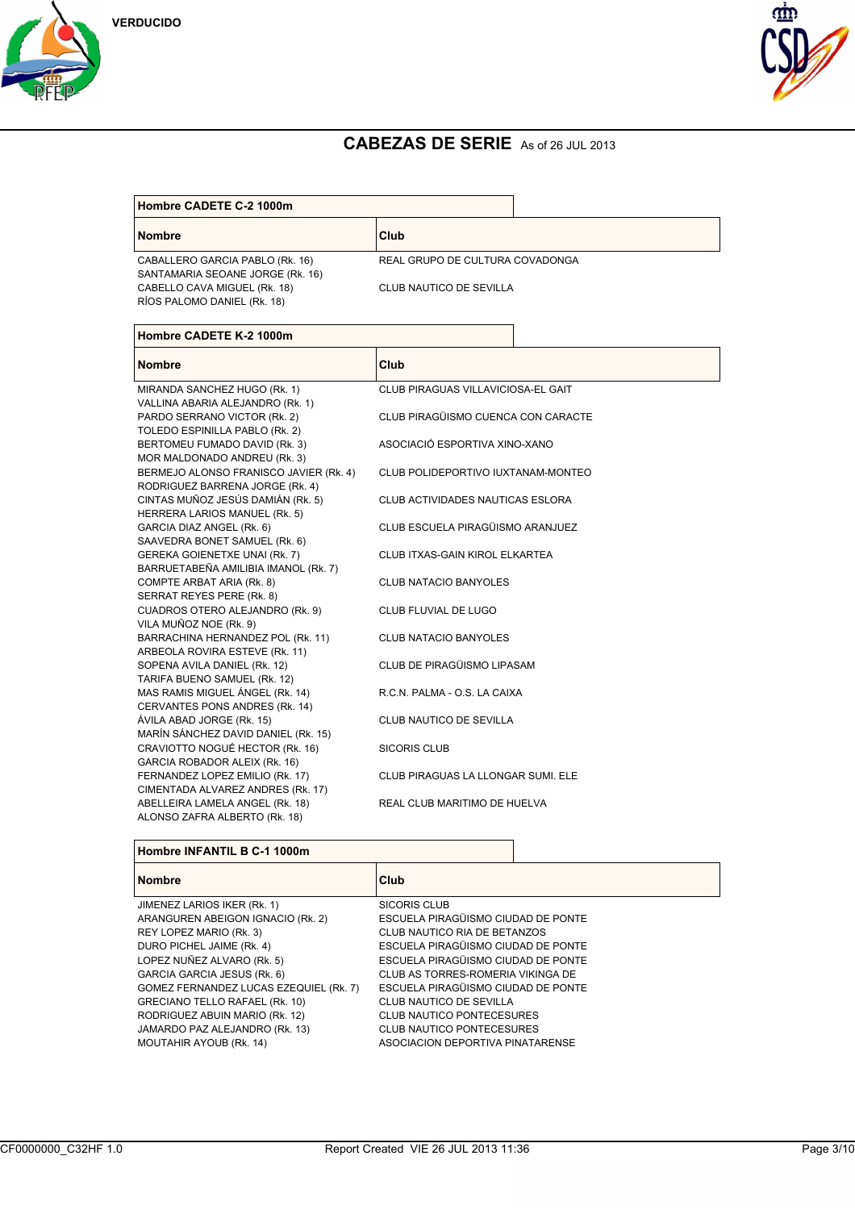VERDUCIDO

# CABEZAS DE SERIE As of 26 JUL 2013

## Hombre CADETE C-2 1000m

| Nombre | Club |
|---|---|
| CABALLERO GARCIA PABLO (Rk. 16)<br>SANTAMARIA SEOANE JORGE (Rk. 16) | REAL GRUPO DE CULTURA COVADONGA |
| CABELLO CAVA MIGUEL (Rk. 18)<br>RÍOS PALOMO DANIEL (Rk. 18) | CLUB NAUTICO DE SEVILLA |

## Hombre CADETE K-2 1000m

| Nombre | Club |
|---|---|
| MIRANDA SANCHEZ HUGO (Rk. 1)<br>VALLINA ABARIA ALEJANDRO (Rk. 1) | CLUB PIRAGUAS VILLAVICIOSA-EL GAIT |
| PARDO SERRANO VICTOR (Rk. 2)<br>TOLEDO ESPINILLA PABLO (Rk. 2) | CLUB PIRAGÜISMO CUENCA CON CARACTE |
| BERTOMEU FUMADO DAVID (Rk. 3)<br>MOR MALDONADO ANDREU (Rk. 3) | ASOCIACIÓ ESPORTIVA XINO-XANO |
| BERMEJO ALONSO FRANISCO JAVIER (Rk. 4)<br>RODRIGUEZ BARRENA JORGE (Rk. 4) | CLUB POLIDEPORTIVO IUXTANAM-MONTEO |
| CINTAS MUÑOZ JESÚS DAMIÁN (Rk. 5)<br>HERRERA LARIOS MANUEL (Rk. 5) | CLUB ACTIVIDADES NAUTICAS ESLORA |
| GARCIA DIAZ ANGEL (Rk. 6)<br>SAAVEDRA BONET SAMUEL (Rk. 6) | CLUB ESCUELA PIRAGÜISMO ARANJUEZ |
| GEREKA GOIENETXE UNAI (Rk. 7)<br>BARRUETABEÑA AMILIBIA IMANOL (Rk. 7) | CLUB ITXAS-GAIN KIROL ELKARTEA |
| COMPTE ARBAT ARIA (Rk. 8)<br>SERRAT REYES PERE (Rk. 8) | CLUB NATACIO BANYOLES |
| CUADROS OTERO ALEJANDRO (Rk. 9)<br>VILA MUÑOZ NOE (Rk. 9) | CLUB FLUVIAL DE LUGO |
| BARRACHINA HERNANDEZ POL (Rk. 11)<br>ARBEOLA ROVIRA ESTEVE (Rk. 11) | CLUB NATACIO BANYOLES |
| SOPENA AVILA DANIEL (Rk. 12)<br>TARIFA BUENO SAMUEL (Rk. 12) | CLUB DE PIRAGÜISMO LIPASAM |
| MAS RAMIS MIGUEL ÁNGEL (Rk. 14)<br>CERVANTES PONS ANDRES (Rk. 14) | R.C.N. PALMA - O.S. LA CAIXA |
| ÁVILA ABAD JORGE (Rk. 15)<br>MARÍN SÁNCHEZ DAVID DANIEL (Rk. 15) | CLUB NAUTICO DE SEVILLA |
| CRAVIOTTO NOGUÉ HECTOR (Rk. 16)<br>GARCIA ROBADOR ALEIX (Rk. 16) | SICORIS CLUB |
| FERNANDEZ LOPEZ EMILIO (Rk. 17)<br>CIMENTADA ALVAREZ ANDRES (Rk. 17) | CLUB PIRAGUAS LA LLONGAR SUMI. ELE |
| ABELLEIRA LAMELA ANGEL (Rk. 18)<br>ALONSO ZAFRA ALBERTO (Rk. 18) | REAL CLUB MARITIMO DE HUELVA |

## Hombre INFANTIL B C-1 1000m

| Nombre | Club |
|---|---|
| JIMENEZ LARIOS IKER (Rk. 1) | SICORIS CLUB |
| ARANGUREN ABEIGON IGNACIO (Rk. 2) | ESCUELA PIRAGÜISMO CIUDAD DE PONTE |
| REY LOPEZ MARIO (Rk. 3) | CLUB NAUTICO RIA DE BETANZOS |
| DURO PICHEL JAIME (Rk. 4) | ESCUELA PIRAGÜISMO CIUDAD DE PONTE |
| LOPEZ NUÑEZ ALVARO (Rk. 5) | ESCUELA PIRAGÜISMO CIUDAD DE PONTE |
| GARCIA GARCIA JESUS (Rk. 6) | CLUB AS TORRES-ROMERIA VIKINGA DE |
| GOMEZ FERNANDEZ LUCAS EZEQUIEL (Rk. 7) | ESCUELA PIRAGÜISMO CIUDAD DE PONTE |
| GRECIANO TELLO RAFAEL (Rk. 10) | CLUB NAUTICO DE SEVILLA |
| RODRIGUEZ ABUIN MARIO (Rk. 12) | CLUB NAUTICO PONTECESURES |
| JAMARDO PAZ ALEJANDRO (Rk. 13) | CLUB NAUTICO PONTECESURES |
| MOUTAHIR AYOUB (Rk. 14) | ASOCIACION DEPORTIVA PINATARENSE |

CF0000000_C32HF 1.0 Report Created VIE 26 JUL 2013 11:36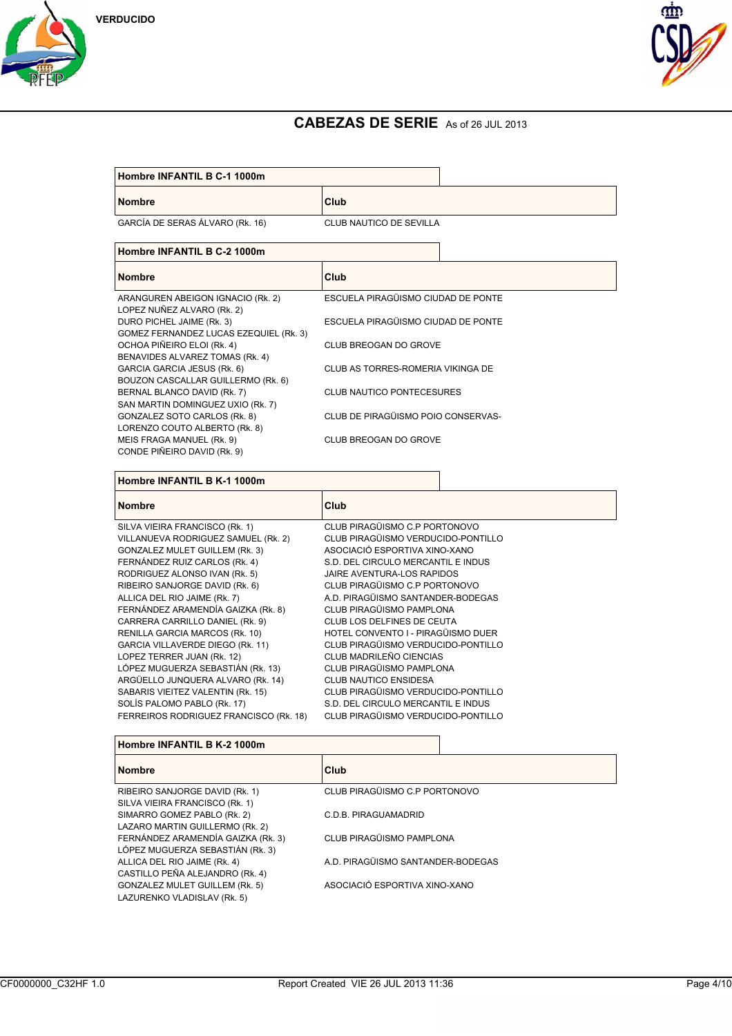VERDUCIDO

# CABEZAS DE SERIE As of 26 JUL 2013

## Hombre INFANTIL B C-1 1000m

| Nombre | Club |
|---|---|
| GARCÍA DE SERAS ÁLVARO (Rk. 16) | CLUB NAUTICO DE SEVILLA |

## Hombre INFANTIL B C-2 1000m

| Nombre | Club |
|---|---|
| ARANGUREN ABEIGON IGNACIO (Rk. 2)<br>LOPEZ NUÑEZ ALVARO (Rk. 2) | ESCUELA PIRAGÜISMO CIUDAD DE PONTE |
| DURO PICHEL JAIME (Rk. 3)<br>GOMEZ FERNANDEZ LUCAS EZEQUIEL (Rk. 3) | ESCUELA PIRAGÜISMO CIUDAD DE PONTE |
| OCHOA PIÑEIRO ELOI (Rk. 4)<br>BENAVIDES ALVAREZ TOMAS (Rk. 4) | CLUB BREOGAN DO GROVE |
| GARCIA GARCIA JESUS (Rk. 6)<br>BOUZON CASCALLAR GUILLERMO (Rk. 6) | CLUB AS TORRES-ROMERIA VIKINGA DE |
| BERNAL BLANCO DAVID (Rk. 7)<br>SAN MARTIN DOMINGUEZ UXIO (Rk. 7) | CLUB NAUTICO PONTECESURES |
| GONZALEZ SOTO CARLOS (Rk. 8)<br>LORENZO COUTO ALBERTO (Rk. 8) | CLUB DE PIRAGÜISMO POIO CONSERVAS- |
| MEIS FRAGA MANUEL (Rk. 9)<br>CONDE PIÑEIRO DAVID (Rk. 9) | CLUB BREOGAN DO GROVE |

## Hombre INFANTIL B K-1 1000m

| Nombre | Club |
|---|---|
| SILVA VIEIRA FRANCISCO (Rk. 1) | CLUB PIRAGÜISMO C.P PORTONOVO |
| VILLANUEVA RODRIGUEZ SAMUEL (Rk. 2) | CLUB PIRAGÜISMO VERDUCIDO-PONTILLO |
| GONZALEZ MULET GUILLEM (Rk. 3) | ASOCIACIÓ ESPORTIVA XINO-XANO |
| FERNÁNDEZ RUIZ CARLOS (Rk. 4) | S.D. DEL CIRCULO MERCANTIL E INDUS |
| RODRIGUEZ ALONSO IVAN (Rk. 5) | JAIRE AVENTURA-LOS RAPIDOS |
| RIBEIRO SANJORGE DAVID (Rk. 6) | CLUB PIRAGÜISMO C.P PORTONOVO |
| ALLICA DEL RIO JAIME (Rk. 7) | A.D. PIRAGÜISMO SANTANDER-BODEGAS |
| FERNÁNDEZ ARAMENDÍA GAIZKA (Rk. 8) | CLUB PIRAGÜISMO PAMPLONA |
| CARRERA CARRILLO DANIEL (Rk. 9) | CLUB LOS DELFINES DE CEUTA |
| RENILLA GARCIA MARCOS (Rk. 10) | HOTEL CONVENTO I - PIRAGÜISMO DUER |
| GARCIA VILLAVERDE DIEGO (Rk. 11) | CLUB PIRAGÜISMO VERDUCIDO-PONTILLO |
| LOPEZ TERRER JUAN (Rk. 12) | CLUB MADRILEÑO CIENCIAS |
| LÓPEZ MUGUERZA SEBASTIÁN (Rk. 13) | CLUB PIRAGÜISMO PAMPLONA |
| ARGÜELLO JUNQUERA ALVARO (Rk. 14) | CLUB NAUTICO ENSIDESA |
| SABARIS VIEITEZ VALENTIN (Rk. 15) | CLUB PIRAGÜISMO VERDUCIDO-PONTILLO |
| SOLÍS PALOMO PABLO (Rk. 17) | S.D. DEL CIRCULO MERCANTIL E INDUS |
| FERREIROS RODRIGUEZ FRANCISCO (Rk. 18) | CLUB PIRAGÜISMO VERDUCIDO-PONTILLO |

## Hombre INFANTIL B K-2 1000m

| Nombre | Club |
|---|---|
| RIBEIRO SANJORGE DAVID (Rk. 1)<br>SILVA VIEIRA FRANCISCO (Rk. 1) | CLUB PIRAGÜISMO C.P PORTONOVO |
| SIMARRO GOMEZ PABLO (Rk. 2)<br>LAZARO MARTIN GUILLERMO (Rk. 2) | C.D.B. PIRAGUAMADRID |
| FERNÁNDEZ ARAMENDÍA GAIZKA (Rk. 3)<br>LÓPEZ MUGUERZA SEBASTIÁN (Rk. 3) | CLUB PIRAGÜISMO PAMPLONA |
| ALLICA DEL RIO JAIME (Rk. 4)<br>CASTILLO PEÑA ALEJANDRO (Rk. 4) | A.D. PIRAGÜISMO SANTANDER-BODEGAS |
| GONZALEZ MULET GUILLEM (Rk. 5)<br>LAZURENKO VLADISLAV (Rk. 5) | ASOCIACIÓ ESPORTIVA XINO-XANO |

CF0000000_C32HF 1.0 Report Created VIE 26 JUL 2013 11:36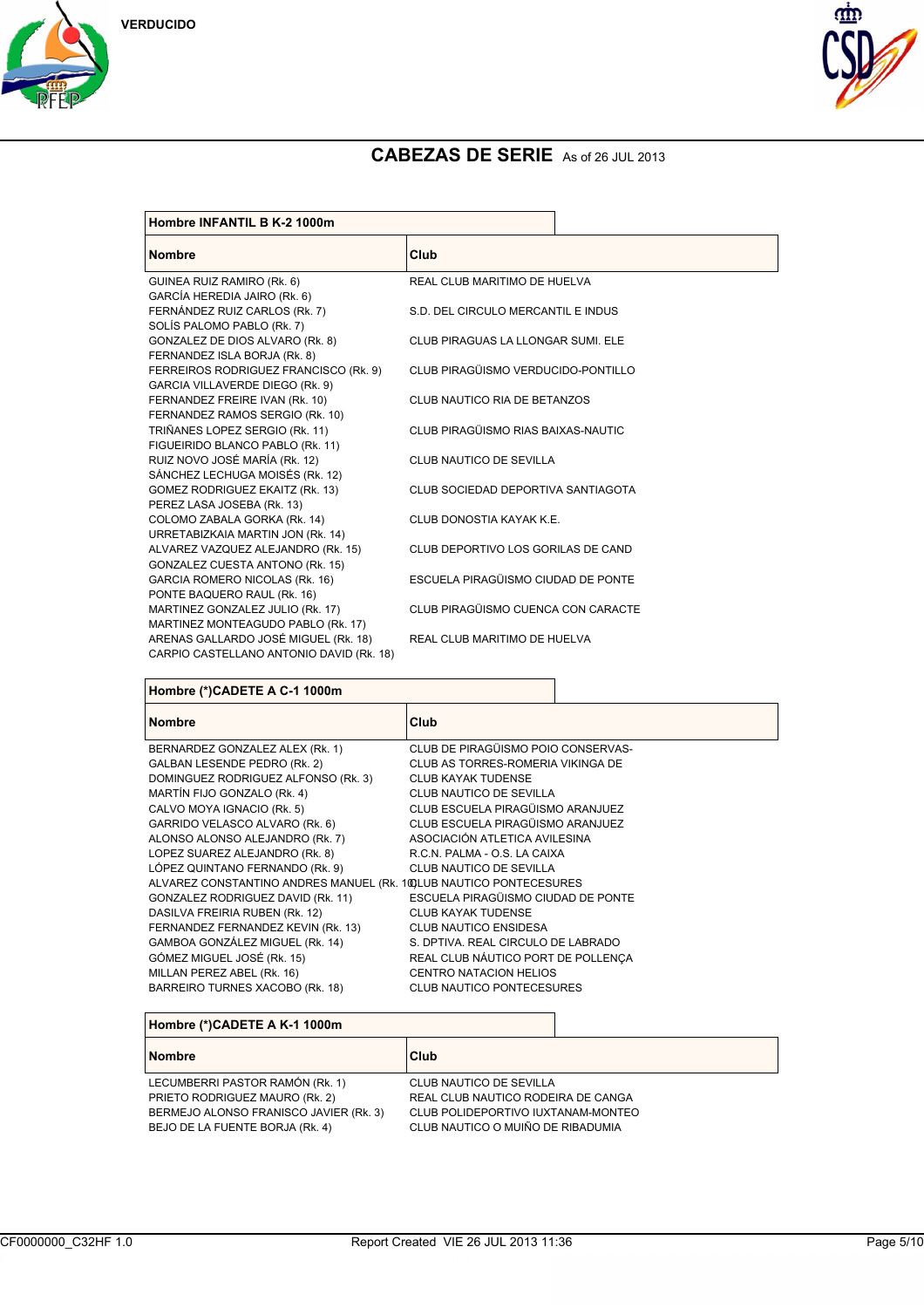VERDUCIDO

# CABEZAS DE SERIE As of 26 JUL 2013

## Hombre INFANTIL B K-2 1000m

| Nombre | Club |
| --- | --- |
| GUINEA RUIZ RAMIRO (Rk. 6)<br>GARCÍA HEREDIA JAIRO (Rk. 6) | REAL CLUB MARITIMO DE HUELVA |
| FERNÁNDEZ RUIZ CARLOS (Rk. 7)<br>SOLÍS PALOMO PABLO (Rk. 7) | S.D. DEL CIRCULO MERCANTIL E INDUS |
| GONZALEZ DE DIOS ALVARO (Rk. 8)<br>FERNANDEZ ISLA BORJA (Rk. 8) | CLUB PIRAGUAS LA LLONGAR SUMI. ELE |
| FERREIROS RODRIGUEZ FRANCISCO (Rk. 9)<br>GARCIA VILLAVERDE DIEGO (Rk. 9) | CLUB PIRAGÜISMO VERDUCIDO-PONTILLO |
| FERNANDEZ FREIRE IVAN (Rk. 10)<br>FERNANDEZ RAMOS SERGIO (Rk. 10) | CLUB NAUTICO RIA DE BETANZOS |
| TRIÑANES LOPEZ SERGIO (Rk. 11)<br>FIGUEIRIDO BLANCO PABLO (Rk. 11) | CLUB PIRAGÜISMO RIAS BAIXAS-NAUTIC |
| RUIZ NOVO JOSÉ MARÍA (Rk. 12)<br>SÁNCHEZ LECHUGA MOISÉS (Rk. 12) | CLUB NAUTICO DE SEVILLA |
| GOMEZ RODRIGUEZ EKAITZ (Rk. 13)<br>PEREZ LASA JOSEBA (Rk. 13) | CLUB SOCIEDAD DEPORTIVA SANTIAGOTA |
| COLOMO ZABALA GORKA (Rk. 14)<br>URRETABIZKAIA MARTIN JON (Rk. 14) | CLUB DONOSTIA KAYAK K.E. |
| ALVAREZ VAZQUEZ ALEJANDRO (Rk. 15)<br>GONZALEZ CUESTA ANTONO (Rk. 15) | CLUB DEPORTIVO LOS GORILAS DE CAND |
| GARCIA ROMERO NICOLAS (Rk. 16)<br>PONTE BAQUERO RAUL (Rk. 16) | ESCUELA PIRAGÜISMO CIUDAD DE PONTE |
| MARTINEZ GONZALEZ JULIO (Rk. 17)<br>MARTINEZ MONTEAGUDO PABLO (Rk. 17) | CLUB PIRAGÜISMO CUENCA CON CARACTE |
| ARENAS GALLARDO JOSÉ MIGUEL (Rk. 18)<br>CARPIO CASTELLANO ANTONIO DAVID (Rk. 18) | REAL CLUB MARITIMO DE HUELVA |

## Hombre (*)CADETE A C-1 1000m

| Nombre | Club |
| --- | --- |
| BERNARDEZ GONZALEZ ALEX (Rk. 1) | CLUB DE PIRAGÜISMO POIO CONSERVAS- |
| GALBAN LESENDE PEDRO (Rk. 2) | CLUB AS TORRES-ROMERIA VIKINGA DE |
| DOMINGUEZ RODRIGUEZ ALFONSO (Rk. 3) | CLUB KAYAK TUDENSE |
| MARTÍN FIJO GONZALO (Rk. 4) | CLUB NAUTICO DE SEVILLA |
| CALVO MOYA IGNACIO (Rk. 5) | CLUB ESCUELA PIRAGÜISMO ARANJUEZ |
| GARRIDO VELASCO ALVARO (Rk. 6) | CLUB ESCUELA PIRAGÜISMO ARANJUEZ |
| ALONSO ALONSO ALEJANDRO (Rk. 7) | ASOCIACIÓN ATLETICA AVILESINA |
| LOPEZ SUAREZ ALEJANDRO (Rk. 8) | R.C.N. PALMA - O.S. LA CAIXA |
| LÓPEZ QUINTANO FERNANDO (Rk. 9) | CLUB NAUTICO DE SEVILLA |
| ALVAREZ CONSTANTINO ANDRES MANUEL (Rk. 10) | CLUB NAUTICO PONTECESURES |
| GONZALEZ RODRIGUEZ DAVID (Rk. 11) | ESCUELA PIRAGÜISMO CIUDAD DE PONTE |
| DASILVA FREIRIA RUBEN (Rk. 12) | CLUB KAYAK TUDENSE |
| FERNANDEZ FERNANDEZ KEVIN (Rk. 13) | CLUB NAUTICO ENSIDESA |
| GAMBOA GONZÁLEZ MIGUEL (Rk. 14) | S. DPTIVA. REAL CIRCULO DE LABRADO |
| GÓMEZ MIGUEL JOSÉ (Rk. 15) | REAL CLUB NÁUTICO PORT DE POLLENÇA |
| MILLAN PEREZ ABEL (Rk. 16) | CENTRO NATACION HELIOS |
| BARREIRO TURNES XACOBO (Rk. 18) | CLUB NAUTICO PONTECESURES |

## Hombre (*)CADETE A K-1 1000m

| Nombre | Club |
| --- | --- |
| LECUMBERRI PASTOR RAMÓN (Rk. 1) | CLUB NAUTICO DE SEVILLA |
| PRIETO RODRIGUEZ MAURO (Rk. 2) | REAL CLUB NAUTICO RODEIRA DE CANGA |
| BERMEJO ALONSO FRANISCO JAVIER (Rk. 3) | CLUB POLIDEPORTIVO IUXTANAM-MONTEO |
| BEJO DE LA FUENTE BORJA (Rk. 4) | CLUB NAUTICO O MUIÑO DE RIBADUMIA |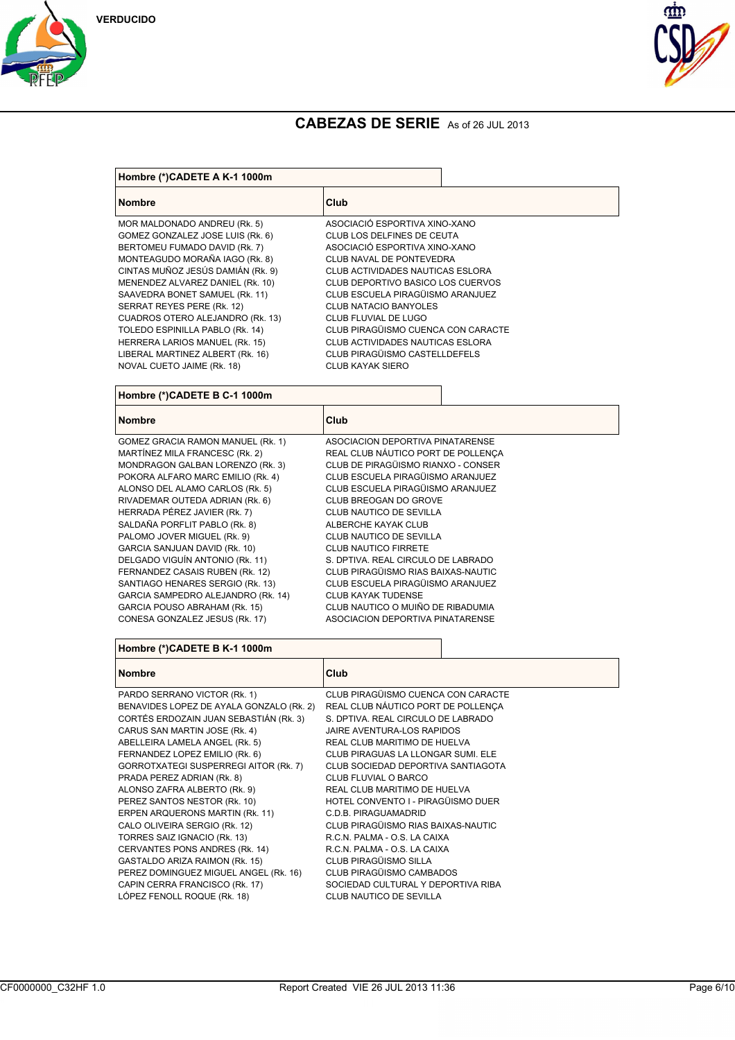VERDUCIDO

# CABEZAS DE SERIE As of 26 JUL 2013

### Hombre (*)CADETE A K-1 1000m

| Nombre | Club |
|---|---|
| MOR MALDONADO ANDREU (Rk. 5) | ASOCIACIÓ ESPORTIVA XINO-XANO |
| GOMEZ GONZALEZ JOSE LUIS (Rk. 6) | CLUB LOS DELFINES DE CEUTA |
| BERTOMEU FUMADO DAVID (Rk. 7) | ASOCIACIÓ ESPORTIVA XINO-XANO |
| MONTEAGUDO MORAÑA IAGO (Rk. 8) | CLUB NAVAL DE PONTEVEDRA |
| CINTAS MUÑOZ JESÚS DAMIÁN (Rk. 9) | CLUB ACTIVIDADES NAUTICAS ESLORA |
| MENENDEZ ALVAREZ DANIEL (Rk. 10) | CLUB DEPORTIVO BASICO LOS CUERVOS |
| SAAVEDRA BONET SAMUEL (Rk. 11) | CLUB ESCUELA PIRAGÜISMO ARANJUEZ |
| SERRAT REYES PERE (Rk. 12) | CLUB NATACIO BANYOLES |
| CUADROS OTERO ALEJANDRO (Rk. 13) | CLUB FLUVIAL DE LUGO |
| TOLEDO ESPINILLA PABLO (Rk. 14) | CLUB PIRAGÜISMO CUENCA CON CARACTE |
| HERRERA LARIOS MANUEL (Rk. 15) | CLUB ACTIVIDADES NAUTICAS ESLORA |
| LIBERAL MARTINEZ ALBERT (Rk. 16) | CLUB PIRAGÜISMO CASTELLDEFELS |
| NOVAL CUETO JAIME (Rk. 18) | CLUB KAYAK SIERO |

### Hombre (*)CADETE B C-1 1000m

| Nombre | Club |
|---|---|
| GOMEZ GRACIA RAMON MANUEL (Rk. 1) | ASOCIACION DEPORTIVA PINATARENSE |
| MARTÍNEZ MILA FRANCESC (Rk. 2) | REAL CLUB NÁUTICO PORT DE POLLENÇA |
| MONDRAGON GALBAN LORENZO (Rk. 3) | CLUB DE PIRAGÜISMO RIANXO - CONSER |
| POKORA ALFARO MARC EMILIO (Rk. 4) | CLUB ESCUELA PIRAGÜISMO ARANJUEZ |
| ALONSO DEL ALAMO CARLOS (Rk. 5) | CLUB ESCUELA PIRAGÜISMO ARANJUEZ |
| RIVADEMAR OUTEDA ADRIAN (Rk. 6) | CLUB BREOGAN DO GROVE |
| HERRADA PÉREZ JAVIER (Rk. 7) | CLUB NAUTICO DE SEVILLA |
| SALDAÑA PORFLIT PABLO (Rk. 8) | ALBERCHE KAYAK CLUB |
| PALOMO JOVER MIGUEL (Rk. 9) | CLUB NAUTICO DE SEVILLA |
| GARCIA SANJUAN DAVID (Rk. 10) | CLUB NAUTICO FIRRETE |
| DELGADO VIGUÍN ANTONIO (Rk. 11) | S. DPTIVA. REAL CIRCULO DE LABRADO |
| FERNANDEZ CASAIS RUBEN (Rk. 12) | CLUB PIRAGÜISMO RIAS BAIXAS-NAUTIC |
| SANTIAGO HENARES SERGIO (Rk. 13) | CLUB ESCUELA PIRAGÜISMO ARANJUEZ |
| GARCIA SAMPEDRO ALEJANDRO (Rk. 14) | CLUB KAYAK TUDENSE |
| GARCIA POUSO ABRAHAM (Rk. 15) | CLUB NAUTICO O MUIÑO DE RIBADUMIA |
| CONESA GONZALEZ JESUS (Rk. 17) | ASOCIACION DEPORTIVA PINATARENSE |

### Hombre (*)CADETE B K-1 1000m

| Nombre | Club |
|---|---|
| PARDO SERRANO VICTOR (Rk. 1) | CLUB PIRAGÜISMO CUENCA CON CARACTE |
| BENAVIDES LOPEZ DE AYALA GONZALO (Rk. 2) | REAL CLUB NÁUTICO PORT DE POLLENÇA |
| CORTÉS ERDOZAIN JUAN SEBASTIÁN (Rk. 3) | S. DPTIVA. REAL CIRCULO DE LABRADO |
| CARUS SAN MARTIN JOSE (Rk. 4) | JAIRE AVENTURA-LOS RAPIDOS |
| ABELLEIRA LAMELA ANGEL (Rk. 5) | REAL CLUB MARITIMO DE HUELVA |
| FERNANDEZ LOPEZ EMILIO (Rk. 6) | CLUB PIRAGUAS LA LLONGAR SUMI. ELE |
| GORROTXATEGI SUSPERREGI AITOR (Rk. 7) | CLUB SOCIEDAD DEPORTIVA SANTIAGOTA |
| PRADA PEREZ ADRIAN (Rk. 8) | CLUB FLUVIAL O BARCO |
| ALONSO ZAFRA ALBERTO (Rk. 9) | REAL CLUB MARITIMO DE HUELVA |
| PEREZ SANTOS NESTOR (Rk. 10) | HOTEL CONVENTO I - PIRAGÜISMO DUER |
| ERPEN ARQUERONS MARTIN (Rk. 11) | C.D.B. PIRAGUAMADRID |
| CALO OLIVEIRA SERGIO (Rk. 12) | CLUB PIRAGÜISMO RIAS BAIXAS-NAUTIC |
| TORRES SAIZ IGNACIO (Rk. 13) | R.C.N. PALMA - O.S. LA CAIXA |
| CERVANTES PONS ANDRES (Rk. 14) | R.C.N. PALMA - O.S. LA CAIXA |
| GASTALDO ARIZA RAIMON (Rk. 15) | CLUB PIRAGÜISMO SILLA |
| PEREZ DOMINGUEZ MIGUEL ANGEL (Rk. 16) | CLUB PIRAGÜISMO CAMBADOS |
| CAPIN CERRA FRANCISCO (Rk. 17) | SOCIEDAD CULTURAL Y DEPORTIVA RIBA |
| LÓPEZ FENOLL ROQUE (Rk. 18) | CLUB NAUTICO DE SEVILLA |

CF0000000_C32HF 1.0 Report Created VIE 26 JUL 2013 11:36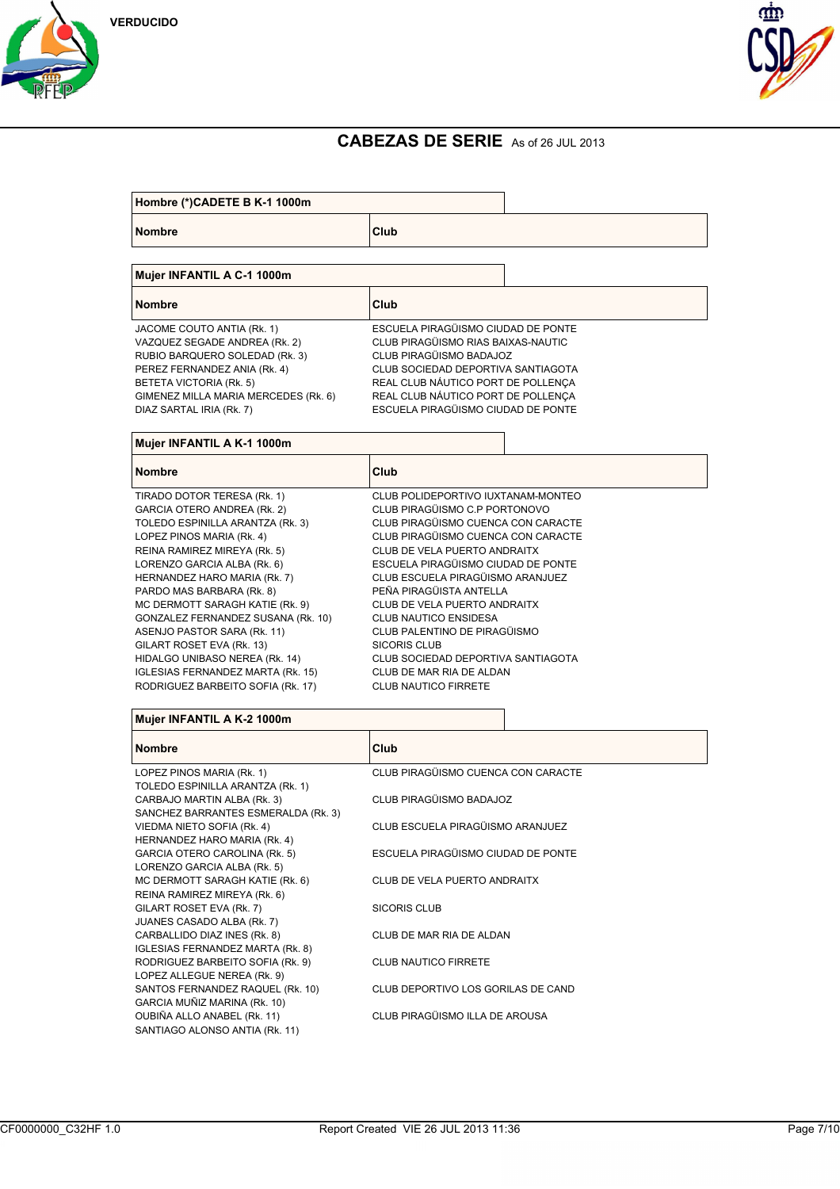VERDUCIDO

# CABEZAS DE SERIE As of 26 JUL 2013

## Hombre (*)CADETE B K-1 1000m

| Nombre | Club |
|---|---|

## Mujer INFANTIL A C-1 1000m

| Nombre | Club |
|---|---|
| JACOME COUTO ANTIA (Rk. 1) | ESCUELA PIRAGÜISMO CIUDAD DE PONTE |
| VAZQUEZ SEGADE ANDREA (Rk. 2) | CLUB PIRAGÜISMO RIAS BAIXAS-NAUTIC |
| RUBIO BARQUERO SOLEDAD (Rk. 3) | CLUB PIRAGÜISMO BADAJOZ |
| PEREZ FERNANDEZ ANIA (Rk. 4) | CLUB SOCIEDAD DEPORTIVA SANTIAGOTA |
| BETETA VICTORIA (Rk. 5) | REAL CLUB NÁUTICO PORT DE POLLENÇA |
| GIMENEZ MILLA MARIA MERCEDES (Rk. 6) | REAL CLUB NÁUTICO PORT DE POLLENÇA |
| DIAZ SARTAL IRIA (Rk. 7) | ESCUELA PIRAGÜISMO CIUDAD DE PONTE |

## Mujer INFANTIL A K-1 1000m

| Nombre | Club |
|---|---|
| TIRADO DOTOR TERESA (Rk. 1) | CLUB POLIDEPORTIVO IUXTANAM-MONTEO |
| GARCIA OTERO ANDREA (Rk. 2) | CLUB PIRAGÜISMO C.P PORTONOVO |
| TOLEDO ESPINILLA ARANTZA (Rk. 3) | CLUB PIRAGÜISMO CUENCA CON CARACTE |
| LOPEZ PINOS MARIA (Rk. 4) | CLUB PIRAGÜISMO CUENCA CON CARACTE |
| REINA RAMIREZ MIREYA (Rk. 5) | CLUB DE VELA PUERTO ANDRAITX |
| LORENZO GARCIA ALBA (Rk. 6) | ESCUELA PIRAGÜISMO CIUDAD DE PONTE |
| HERNANDEZ HARO MARIA (Rk. 7) | CLUB ESCUELA PIRAGÜISMO ARANJUEZ |
| PARDO MAS BARBARA (Rk. 8) | PEÑA PIRAGÜISTA ANTELLA |
| MC DERMOTT SARAGH KATIE (Rk. 9) | CLUB DE VELA PUERTO ANDRAITX |
| GONZALEZ FERNANDEZ SUSANA (Rk. 10) | CLUB NAUTICO ENSIDESA |
| ASENJO PASTOR SARA (Rk. 11) | CLUB PALENTINO DE PIRAGÜISMO |
| GILART ROSET EVA (Rk. 13) | SICORIS CLUB |
| HIDALGO UNIBASO NEREA (Rk. 14) | CLUB SOCIEDAD DEPORTIVA SANTIAGOTA |
| IGLESIAS FERNANDEZ MARTA (Rk. 15) | CLUB DE MAR RIA DE ALDAN |
| RODRIGUEZ BARBEITO SOFIA (Rk. 17) | CLUB NAUTICO FIRRETE |

## Mujer INFANTIL A K-2 1000m

| Nombre | Club |
|---|---|
| LOPEZ PINOS MARIA (Rk. 1)<br>TOLEDO ESPINILLA ARANTZA (Rk. 1) | CLUB PIRAGÜISMO CUENCA CON CARACTE |
| CARBAJO MARTIN ALBA (Rk. 3)<br>SANCHEZ BARRANTES ESMERALDA (Rk. 3) | CLUB PIRAGÜISMO BADAJOZ |
| VIEDMA NIETO SOFIA (Rk. 4)<br>HERNANDEZ HARO MARIA (Rk. 4) | CLUB ESCUELA PIRAGÜISMO ARANJUEZ |
| GARCIA OTERO CAROLINA (Rk. 5)<br>LORENZO GARCIA ALBA (Rk. 5) | ESCUELA PIRAGÜISMO CIUDAD DE PONTE |
| MC DERMOTT SARAGH KATIE (Rk. 6)<br>REINA RAMIREZ MIREYA (Rk. 6) | CLUB DE VELA PUERTO ANDRAITX |
| GILART ROSET EVA (Rk. 7)<br>JUANES CASADO ALBA (Rk. 7) | SICORIS CLUB |
| CARBALLIDO DIAZ INES (Rk. 8)<br>IGLESIAS FERNANDEZ MARTA (Rk. 8) | CLUB DE MAR RIA DE ALDAN |
| RODRIGUEZ BARBEITO SOFIA (Rk. 9)<br>LOPEZ ALLEGUE NEREA (Rk. 9) | CLUB NAUTICO FIRRETE |
| SANTOS FERNANDEZ RAQUEL (Rk. 10)<br>GARCIA MUÑIZ MARINA (Rk. 10) | CLUB DEPORTIVO LOS GORILAS DE CAND |
| OUBIÑA ALLO ANABEL (Rk. 11)<br>SANTIAGO ALONSO ANTIA (Rk. 11) | CLUB PIRAGÜISMO ILLA DE AROUSA |

CF0000000_C32HF 1.0 Report Created VIE 26 JUL 2013 11:36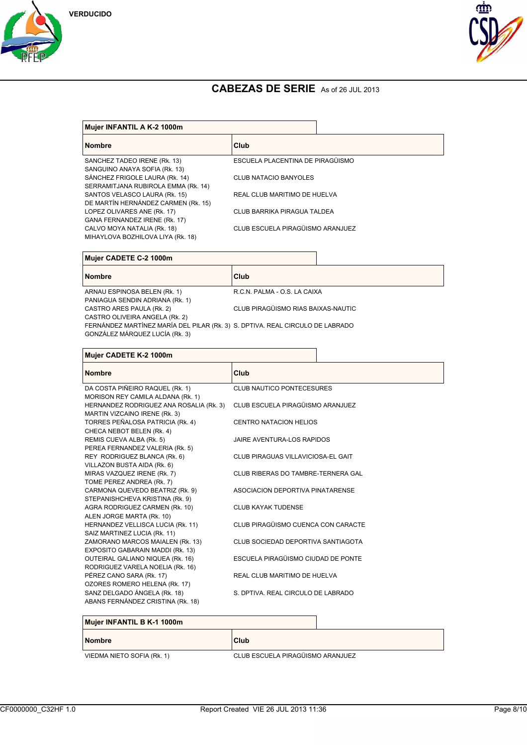VERDUCIDO

## CABEZAS DE SERIE As of 26 JUL 2013

### Mujer INFANTIL A K-2 1000m

| Nombre | Club |
|---|---|
| SANCHEZ TADEO IRENE (Rk. 13)<br>SANGUINO ANAYA SOFIA (Rk. 13) | ESCUELA PLACENTINA DE PIRAGÜISMO |
| SÁNCHEZ FRIGOLE LAURA (Rk. 14)<br>SERRAMITJANA RUBIROLA EMMA (Rk. 14) | CLUB NATACIO BANYOLES |
| SANTOS VELASCO LAURA (Rk. 15)<br>DE MARTÍN HERNÁNDEZ CARMEN (Rk. 15) | REAL CLUB MARITIMO DE HUELVA |
| LOPEZ OLIVARES ANE (Rk. 17)<br>GANA FERNANDEZ IRENE (Rk. 17) | CLUB BARRIKA PIRAGUA TALDEA |
| CALVO MOYA NATALIA (Rk. 18)<br>MIHAYLOVA BOZHILOVA LIYA (Rk. 18) | CLUB ESCUELA PIRAGÜISMO ARANJUEZ |

### Mujer CADETE C-2 1000m

| Nombre | Club |
|---|---|
| ARNAU ESPINOSA BELEN (Rk. 1)<br>PANIAGUA SENDIN ADRIANA (Rk. 1) | R.C.N. PALMA - O.S. LA CAIXA |
| CASTRO ARES PAULA (Rk. 2)<br>CASTRO OLIVEIRA ANGELA (Rk. 2) | CLUB PIRAGÜISMO RIAS BAIXAS-NAUTIC |
| FERNÁNDEZ MARTÍNEZ MARÍA DEL PILAR (Rk. 3)<br>GONZÁLEZ MÁRQUEZ LUCÍA (Rk. 3) | S. DPTIVA. REAL CIRCULO DE LABRADO |

### Mujer CADETE K-2 1000m

| Nombre | Club |
|---|---|
| DA COSTA PIÑEIRO RAQUEL (Rk. 1)<br>MORISON REY CAMILA ALDANA (Rk. 1) | CLUB NAUTICO PONTECESURES |
| HERNANDEZ RODRIGUEZ ANA ROSALIA (Rk. 3)<br>MARTIN VIZCAINO IRENE (Rk. 3) | CLUB ESCUELA PIRAGÜISMO ARANJUEZ |
| TORRES PEÑALOSA PATRICIA (Rk. 4)<br>CHECA NEBOT BELEN (Rk. 4) | CENTRO NATACION HELIOS |
| REMIS CUEVA ALBA (Rk. 5)<br>PEREA FERNANDEZ VALERIA (Rk. 5) | JAIRE AVENTURA-LOS RAPIDOS |
| REY RODRIGUEZ BLANCA (Rk. 6)<br>VILLAZON BUSTA AIDA (Rk. 6) | CLUB PIRAGUAS VILLAVICIOSA-EL GAIT |
| MIRAS VAZQUEZ IRENE (Rk. 7)<br>TOME PEREZ ANDREA (Rk. 7) | CLUB RIBERAS DO TAMBRE-TERNERA GAL |
| CARMONA QUEVEDO BEATRIZ (Rk. 9)<br>STEPANISHCHEVA KRISTINA (Rk. 9) | ASOCIACION DEPORTIVA PINATARENSE |
| AGRA RODRIGUEZ CARMEN (Rk. 10)<br>ALEN JORGE MARTA (Rk. 10) | CLUB KAYAK TUDENSE |
| HERNANDEZ VELLISCA LUCIA (Rk. 11)<br>SAIZ MARTINEZ LUCIA (Rk. 11) | CLUB PIRAGÜISMO CUENCA CON CARACTE |
| ZAMORANO MARCOS MAIALEN (Rk. 13)<br>EXPOSITO GABARAIN MADDI (Rk. 13) | CLUB SOCIEDAD DEPORTIVA SANTIAGOTA |
| OUTEIRAL GALIANO NIQUEA (Rk. 16)<br>RODRIGUEZ VARELA NOELIA (Rk. 16) | ESCUELA PIRAGÜISMO CIUDAD DE PONTE |
| PÉREZ CANO SARA (Rk. 17)<br>OZORES ROMERO HELENA (Rk. 17) | REAL CLUB MARITIMO DE HUELVA |
| SANZ DELGADO ÁNGELA (Rk. 18)<br>ABANS FERNÁNDEZ CRISTINA (Rk. 18) | S. DPTIVA. REAL CIRCULO DE LABRADO |

### Mujer INFANTIL B K-1 1000m

| Nombre | Club |
|---|---|
| VIEDMA NIETO SOFIA (Rk. 1) | CLUB ESCUELA PIRAGÜISMO ARANJUEZ |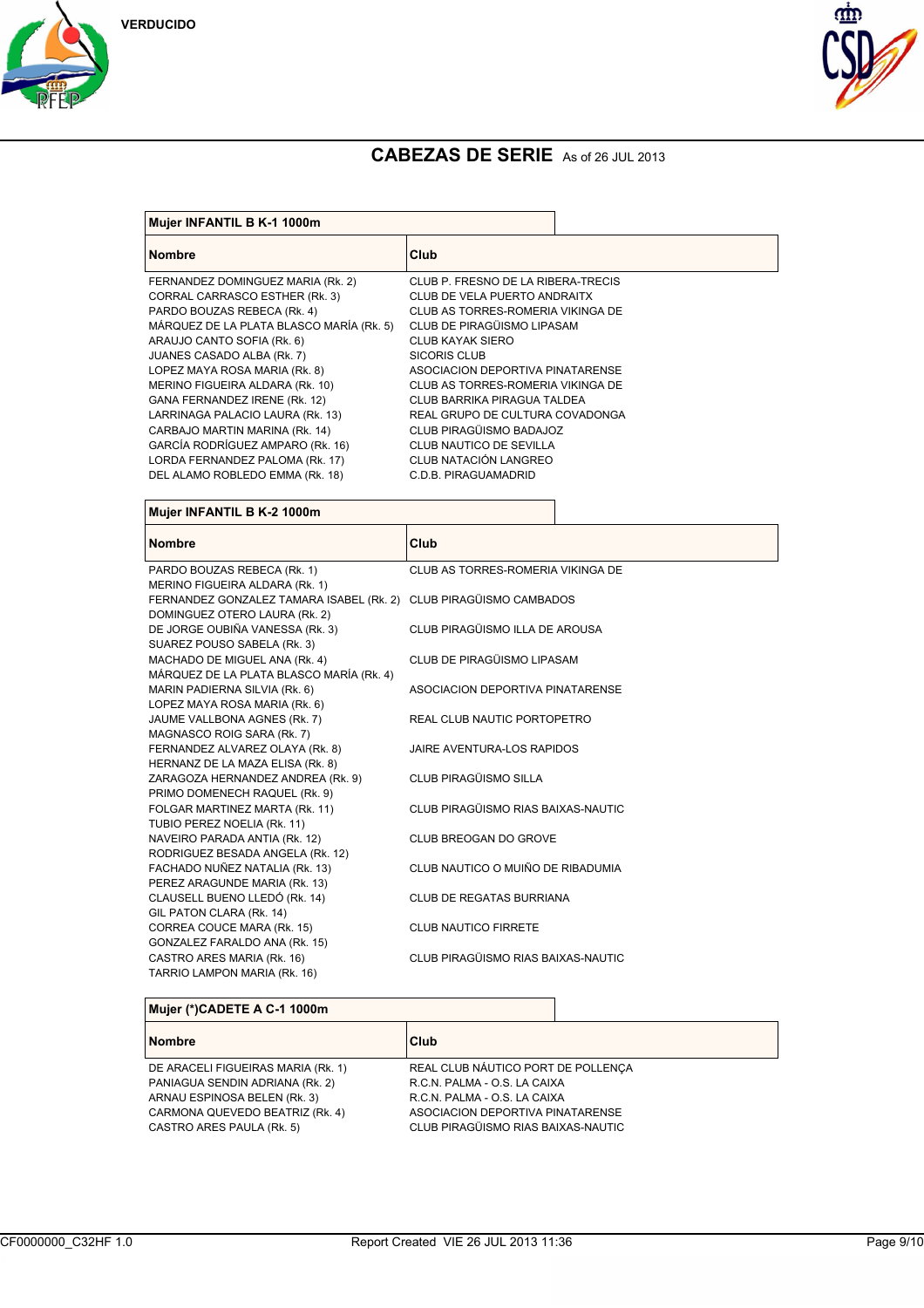VERDUCIDO

# CABEZAS DE SERIE As of 26 JUL 2013

## Mujer INFANTIL B K-1 1000m

| Nombre | Club |
|---|---|
| FERNANDEZ DOMINGUEZ MARIA (Rk. 2) | CLUB P. FRESNO DE LA RIBERA-TRECIS |
| CORRAL CARRASCO ESTHER (Rk. 3) | CLUB DE VELA PUERTO ANDRAITX |
| PARDO BOUZAS REBECA (Rk. 4) | CLUB AS TORRES-ROMERIA VIKINGA DE |
| MÁRQUEZ DE LA PLATA BLASCO MARÍA (Rk. 5) | CLUB DE PIRAGÜISMO LIPASAM |
| ARAUJO CANTO SOFIA (Rk. 6) | CLUB KAYAK SIERO |
| JUANES CASADO ALBA (Rk. 7) | SICORIS CLUB |
| LOPEZ MAYA ROSA MARIA (Rk. 8) | ASOCIACION DEPORTIVA PINATARENSE |
| MERINO FIGUEIRA ALDARA (Rk. 10) | CLUB AS TORRES-ROMERIA VIKINGA DE |
| GANA FERNANDEZ IRENE (Rk. 12) | CLUB BARRIKA PIRAGUA TALDEA |
| LARRINAGA PALACIO LAURA (Rk. 13) | REAL GRUPO DE CULTURA COVADONGA |
| CARBAJO MARTIN MARINA (Rk. 14) | CLUB PIRAGÜISMO BADAJOZ |
| GARCÍA RODRÍGUEZ AMPARO (Rk. 16) | CLUB NAUTICO DE SEVILLA |
| LORDA FERNANDEZ PALOMA (Rk. 17) | CLUB NATACIÓN LANGREO |
| DEL ALAMO ROBLEDO EMMA (Rk. 18) | C.D.B. PIRAGUAMADRID |

## Mujer INFANTIL B K-2 1000m

| Nombre | Club |
|---|---|
| PARDO BOUZAS REBECA (Rk. 1)<br>MERINO FIGUEIRA ALDARA (Rk. 1) | CLUB AS TORRES-ROMERIA VIKINGA DE |
| FERNANDEZ GONZALEZ TAMARA ISABEL (Rk. 2)<br>DOMINGUEZ OTERO LAURA (Rk. 2) | CLUB PIRAGÜISMO CAMBADOS |
| DE JORGE OUBIÑA VANESSA (Rk. 3)<br>SUAREZ POUSO SABELA (Rk. 3) | CLUB PIRAGÜISMO ILLA DE AROUSA |
| MACHADO DE MIGUEL ANA (Rk. 4)<br>MÁRQUEZ DE LA PLATA BLASCO MARÍA (Rk. 4) | CLUB DE PIRAGÜISMO LIPASAM |
| MARIN PADIERNA SILVIA (Rk. 6)<br>LOPEZ MAYA ROSA MARIA (Rk. 6) | ASOCIACION DEPORTIVA PINATARENSE |
| JAUME VALLBONA AGNES (Rk. 7)<br>MAGNASCO ROIG SARA (Rk. 7) | REAL CLUB NAUTIC PORTOPETRO |
| FERNANDEZ ALVAREZ OLAYA (Rk. 8)<br>HERNANZ DE LA MAZA ELISA (Rk. 8) | JAIRE AVENTURA-LOS RAPIDOS |
| ZARAGOZA HERNANDEZ ANDREA (Rk. 9)<br>PRIMO DOMENECH RAQUEL (Rk. 9) | CLUB PIRAGÜISMO SILLA |
| FOLGAR MARTINEZ MARTA (Rk. 11)<br>TUBIO PEREZ NOELIA (Rk. 11) | CLUB PIRAGÜISMO RIAS BAIXAS-NAUTIC |
| NAVEIRO PARADA ANTIA (Rk. 12)<br>RODRIGUEZ BESADA ANGELA (Rk. 12) | CLUB BREOGAN DO GROVE |
| FACHADO NUÑEZ NATALIA (Rk. 13)<br>PEREZ ARAGUNDE MARIA (Rk. 13) | CLUB NAUTICO O MUIÑO DE RIBADUMIA |
| CLAUSELL BUENO LLEDÓ (Rk. 14)<br>GIL PATON CLARA (Rk. 14) | CLUB DE REGATAS BURRIANA |
| CORREA COUCE MARA (Rk. 15)<br>GONZALEZ FARALDO ANA (Rk. 15) | CLUB NAUTICO FIRRETE |
| CASTRO ARES MARIA (Rk. 16)<br>TARRIO LAMPON MARIA (Rk. 16) | CLUB PIRAGÜISMO RIAS BAIXAS-NAUTIC |

## Mujer (*)CADETE A C-1 1000m

| Nombre | Club |
|---|---|
| DE ARACELI FIGUEIRAS MARIA (Rk. 1) | REAL CLUB NÁUTICO PORT DE POLLENÇA |
| PANIAGUA SENDIN ADRIANA (Rk. 2) | R.C.N. PALMA - O.S. LA CAIXA |
| ARNAU ESPINOSA BELEN (Rk. 3) | R.C.N. PALMA - O.S. LA CAIXA |
| CARMONA QUEVEDO BEATRIZ (Rk. 4) | ASOCIACION DEPORTIVA PINATARENSE |
| CASTRO ARES PAULA (Rk. 5) | CLUB PIRAGÜISMO RIAS BAIXAS-NAUTIC |

CF0000000_C32HF 1.0 Report Created VIE 26 JUL 2013 11:36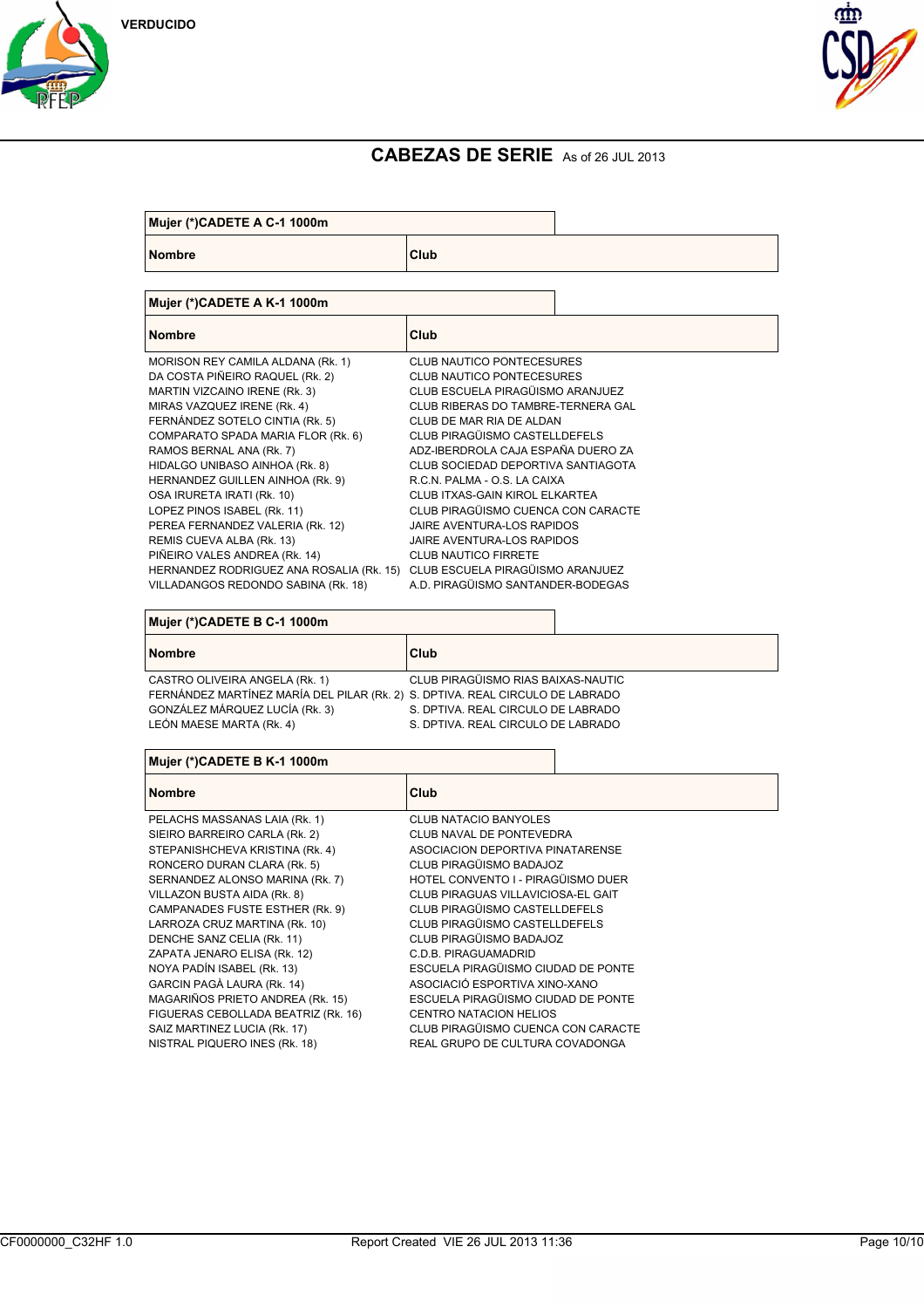VERDUCIDO

# CABEZAS DE SERIE As of 26 JUL 2013

## Mujer (*)CADETE A C-1 1000m

| Nombre | Club |
|---|---|

## Mujer (*)CADETE A K-1 1000m

| Nombre | Club |
|---|---|
| MORISON REY CAMILA ALDANA (Rk. 1) | CLUB NAUTICO PONTECESURES |
| DA COSTA PIÑEIRO RAQUEL (Rk. 2) | CLUB NAUTICO PONTECESURES |
| MARTIN VIZCAINO IRENE (Rk. 3) | CLUB ESCUELA PIRAGÜISMO ARANJUEZ |
| MIRAS VAZQUEZ IRENE (Rk. 4) | CLUB RIBERAS DO TAMBRE-TERNERA GAL |
| FERNÁNDEZ SOTELO CINTIA (Rk. 5) | CLUB DE MAR RIA DE ALDAN |
| COMPARATO SPADA MARIA FLOR (Rk. 6) | CLUB PIRAGÜISMO CASTELLDEFELS |
| RAMOS BERNAL ANA (Rk. 7) | ADZ-IBERDROLA CAJA ESPAÑA DUERO ZA |
| HIDALGO UNIBASO AINHOA (Rk. 8) | CLUB SOCIEDAD DEPORTIVA SANTIAGOTA |
| HERNANDEZ GUILLEN AINHOA (Rk. 9) | R.C.N. PALMA - O.S. LA CAIXA |
| OSA IRURETA IRATI (Rk. 10) | CLUB ITXAS-GAIN KIROL ELKARTEA |
| LOPEZ PINOS ISABEL (Rk. 11) | CLUB PIRAGÜISMO CUENCA CON CARACTE |
| PEREA FERNANDEZ VALERIA (Rk. 12) | JAIRE AVENTURA-LOS RAPIDOS |
| REMIS CUEVA ALBA (Rk. 13) | JAIRE AVENTURA-LOS RAPIDOS |
| PIÑEIRO VALES ANDREA (Rk. 14) | CLUB NAUTICO FIRRETE |
| HERNANDEZ RODRIGUEZ ANA ROSALIA (Rk. 15) | CLUB ESCUELA PIRAGÜISMO ARANJUEZ |
| VILLADANGOS REDONDO SABINA (Rk. 18) | A.D. PIRAGÜISMO SANTANDER-BODEGAS |

## Mujer (*)CADETE B C-1 1000m

| Nombre | Club |
|---|---|
| CASTRO OLIVEIRA ANGELA (Rk. 1) | CLUB PIRAGÜISMO RIAS BAIXAS-NAUTIC |
| FERNÁNDEZ MARTÍNEZ MARÍA DEL PILAR (Rk. 2) | S. DPTIVA. REAL CIRCULO DE LABRADO |
| GONZÁLEZ MÁRQUEZ LUCÍA (Rk. 3) | S. DPTIVA. REAL CIRCULO DE LABRADO |
| LEÓN MAESE MARTA (Rk. 4) | S. DPTIVA. REAL CIRCULO DE LABRADO |

## Mujer (*)CADETE B K-1 1000m

| Nombre | Club |
|---|---|
| PELACHS MASSANAS LAIA (Rk. 1) | CLUB NATACIO BANYOLES |
| SIEIRO BARREIRO CARLA (Rk. 2) | CLUB NAVAL DE PONTEVEDRA |
| STEPANISHCHEVA KRISTINA (Rk. 4) | ASOCIACION DEPORTIVA PINATARENSE |
| RONCERO DURAN CLARA (Rk. 5) | CLUB PIRAGÜISMO BADAJOZ |
| SERNANDEZ ALONSO MARINA (Rk. 7) | HOTEL CONVENTO I - PIRAGÜISMO DUER |
| VILLAZON BUSTA AIDA (Rk. 8) | CLUB PIRAGUAS VILLAVICIOSA-EL GAIT |
| CAMPANADES FUSTE ESTHER (Rk. 9) | CLUB PIRAGÜISMO CASTELLDEFELS |
| LARROZA CRUZ MARTINA (Rk. 10) | CLUB PIRAGÜISMO CASTELLDEFELS |
| DENCHE SANZ CELIA (Rk. 11) | CLUB PIRAGÜISMO BADAJOZ |
| ZAPATA JENARO ELISA (Rk. 12) | C.D.B. PIRAGUAMADRID |
| NOYA PADÍN ISABEL (Rk. 13) | ESCUELA PIRAGÜISMO CIUDAD DE PONTE |
| GARCIN PAGÀ LAURA (Rk. 14) | ASOCIACIÓ ESPORTIVA XINO-XANO |
| MAGARIÑOS PRIETO ANDREA (Rk. 15) | ESCUELA PIRAGÜISMO CIUDAD DE PONTE |
| FIGUERAS CEBOLLADA BEATRIZ (Rk. 16) | CENTRO NATACION HELIOS |
| SAIZ MARTINEZ LUCIA (Rk. 17) | CLUB PIRAGÜISMO CUENCA CON CARACTE |
| NISTRAL PIQUERO INES (Rk. 18) | REAL GRUPO DE CULTURA COVADONGA |

CF0000000_C32HF 1.0 Report Created VIE 26 JUL 2013 11:36